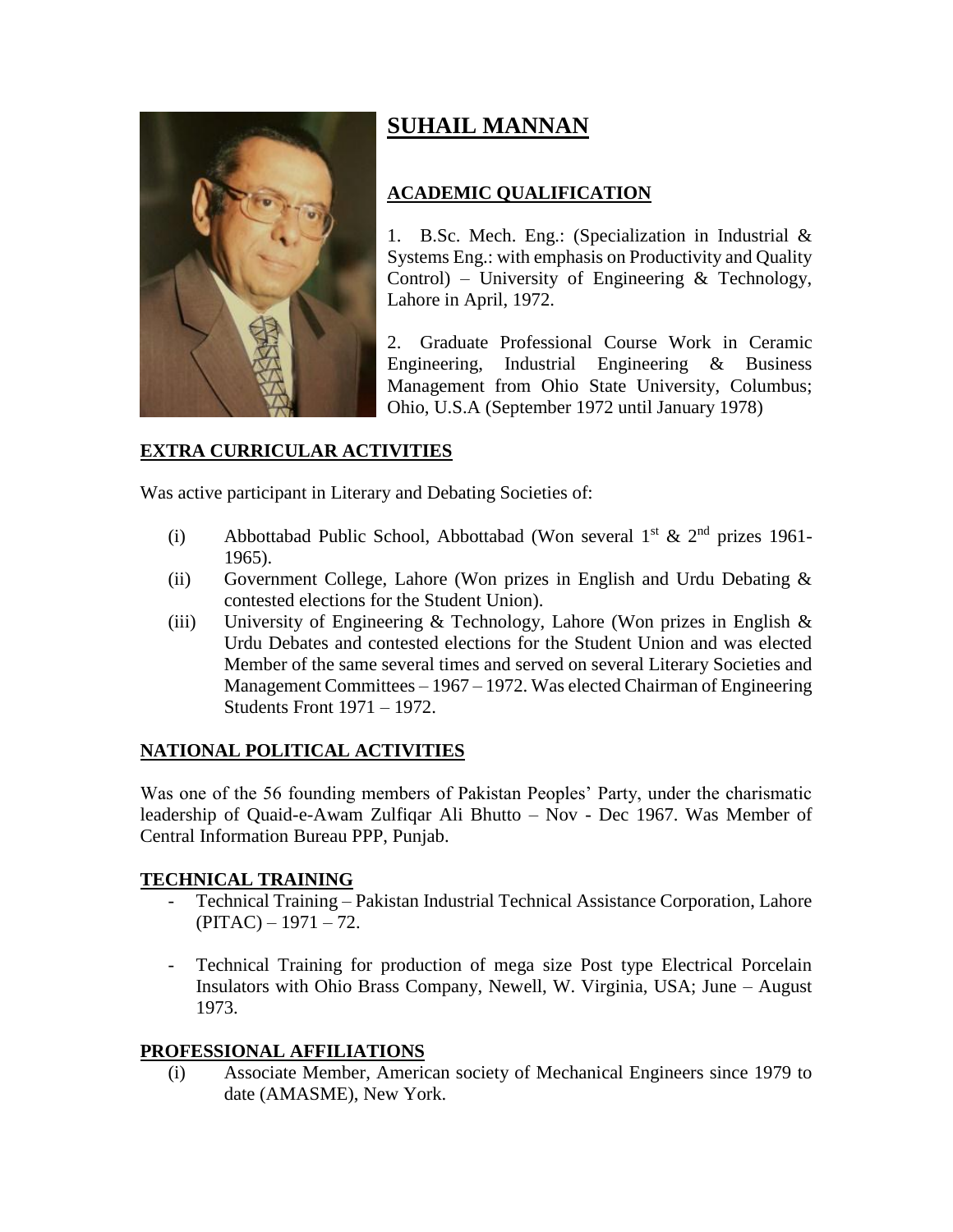# SUHAIL MANNAN

## ACADEMIC QUALIFICATION

1. B.Sc. Mech. Eng.: (Specialization in Industrial & Systems Eng.: with emphasis on Productivity and Quality Control) – University of Engineering & Technology, Lahore in April, 1972.

2. Graduate Professional Course Work in Ceramic Engineering, Industrial Engineering & Business Management from Ohio State University, Columbus; Ohio, U.S.A (September 1972 until January 1978)

## EXTRA CURRICULAR ACTIVITIES

Was active participant in Literary and Debating Societies of:

(i) Abbottabad Public School, Abbottabad (Won several 1st & 2nd prizes 1961-1965).

(ii) Government College, Lahore (Won prizes in English and Urdu Debating & contested elections for the Student Union).

(iii) University of Engineering & Technology, Lahore (Won prizes in English & Urdu Debates and contested elections for the Student Union and was elected Member of the same several times and served on several Literary Societies and Management Committees – 1967 – 1972. Was elected Chairman of Engineering Students Front 1971 – 1972.

## NATIONAL POLITICAL ACTIVITIES

Was one of the 56 founding members of Pakistan Peoples' Party, under the charismatic leadership of Quaid-e-Awam Zulfiqar Ali Bhutto – Nov - Dec 1967. Was Member of Central Information Bureau PPP, Punjab.

## TECHNICAL TRAINING

- Technical Training – Pakistan Industrial Technical Assistance Corporation, Lahore (PITAC) – 1971 – 72.

- Technical Training for production of mega size Post type Electrical Porcelain Insulators with Ohio Brass Company, Newell, W. Virginia, USA; June – August 1973.

## PROFESSIONAL AFFILIATIONS

(i) Associate Member, American society of Mechanical Engineers since 1979 to date (AMASME), New York.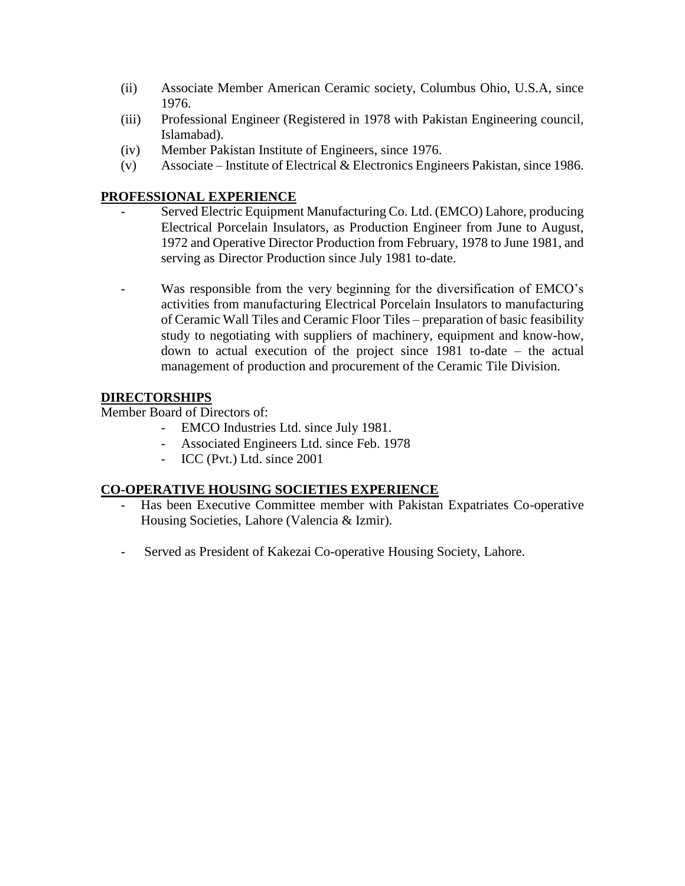(ii) Associate Member American Ceramic society, Columbus Ohio, U.S.A, since 1976.

(iii) Professional Engineer (Registered in 1978 with Pakistan Engineering council, Islamabad).

(iv) Member Pakistan Institute of Engineers, since 1976.

(v) Associate – Institute of Electrical & Electronics Engineers Pakistan, since 1986.

## PROFESSIONAL EXPERIENCE

- Served Electric Equipment Manufacturing Co. Ltd. (EMCO) Lahore, producing Electrical Porcelain Insulators, as Production Engineer from June to August, 1972 and Operative Director Production from February, 1978 to June 1981, and serving as Director Production since July 1981 to-date.

- Was responsible from the very beginning for the diversification of EMCO's activities from manufacturing Electrical Porcelain Insulators to manufacturing of Ceramic Wall Tiles and Ceramic Floor Tiles – preparation of basic feasibility study to negotiating with suppliers of machinery, equipment and know-how, down to actual execution of the project since 1981 to-date – the actual management of production and procurement of the Ceramic Tile Division.

## DIRECTORSHIPS

Member Board of Directors of:

- EMCO Industries Ltd. since July 1981.
- Associated Engineers Ltd. since Feb. 1978
- ICC (Pvt.) Ltd. since 2001

## CO-OPERATIVE HOUSING SOCIETIES EXPERIENCE

- Has been Executive Committee member with Pakistan Expatriates Co-operative Housing Societies, Lahore (Valencia & Izmir).

- Served as President of Kakezai Co-operative Housing Society, Lahore.